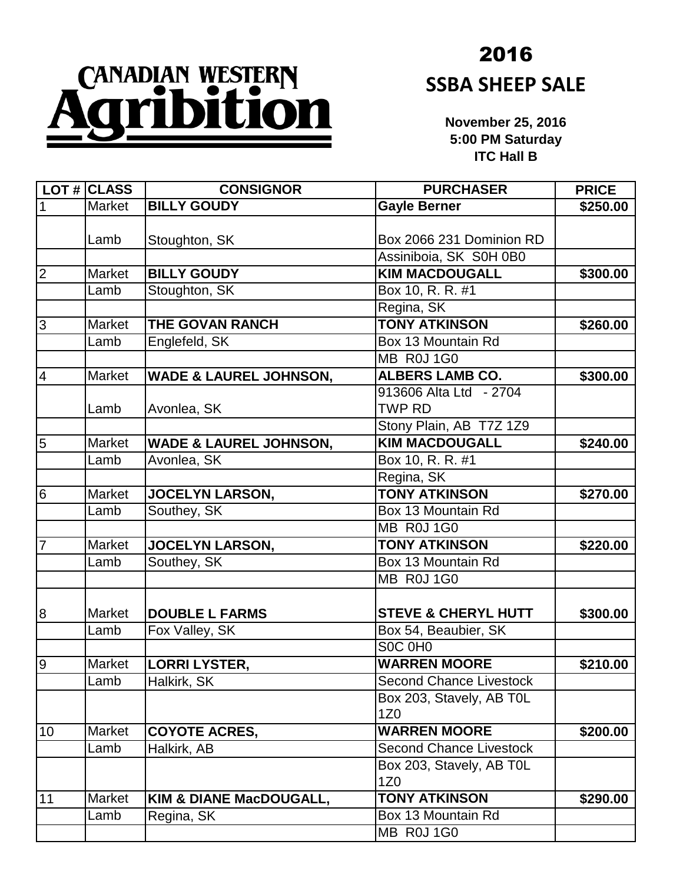CANADIAN WESTERN **Agribition**

# 2016

## SSBA SHEEP SALE

**November 25, 2016**
**5:00 PM Saturday**
**ITC Hall B**

| LOT # | CLASS | CONSIGNOR | PURCHASER | PRICE |
|---|---|---|---|---|
| 1 | Market | **BILLY GOUDY** | **Gayle Berner** | **$250.00** |
| | Lamb | Stoughton, SK | Box 2066 231 Dominion RD | |
| | | | Assiniboia, SK S0H 0B0 | |
| 2 | Market | **BILLY GOUDY** | **KIM MACDOUGALL** | **$300.00** |
| | Lamb | Stoughton, SK | Box 10, R. R. #1 | |
| | | | Regina, SK | |
| 3 | Market | **THE GOVAN RANCH** | **TONY ATKINSON** | **$260.00** |
| | Lamb | Englefeld, SK | Box 13 Mountain Rd | |
| | | | MB R0J 1G0 | |
| 4 | Market | **WADE & LAUREL JOHNSON,** | **ALBERS LAMB CO.** | **$300.00** |
| | Lamb | Avonlea, SK | 913606 Alta Ltd - 2704 TWP RD | |
| | | | Stony Plain, AB T7Z 1Z9 | |
| 5 | Market | **WADE & LAUREL JOHNSON,** | **KIM MACDOUGALL** | **$240.00** |
| | Lamb | Avonlea, SK | Box 10, R. R. #1 | |
| | | | Regina, SK | |
| 6 | Market | **JOCELYN LARSON,** | **TONY ATKINSON** | **$270.00** |
| | Lamb | Southey, SK | Box 13 Mountain Rd | |
| | | | MB R0J 1G0 | |
| 7 | Market | **JOCELYN LARSON,** | **TONY ATKINSON** | **$220.00** |
| | Lamb | Southey, SK | Box 13 Mountain Rd | |
| | | | MB R0J 1G0 | |
| 8 | Market | **DOUBLE L FARMS** | **STEVE & CHERYL HUTT** | **$300.00** |
| | Lamb | Fox Valley, SK | Box 54, Beaubier, SK | |
| | | | S0C 0H0 | |
| 9 | Market | **LORRI LYSTER,** | **WARREN MOORE** | **$210.00** |
| | Lamb | Halkirk, SK | Second Chance Livestock | |
| | | | Box 203, Stavely, AB T0L 1Z0 | |
| 10 | Market | **COYOTE ACRES,** | **WARREN MOORE** | **$200.00** |
| | Lamb | Halkirk, AB | Second Chance Livestock | |
| | | | Box 203, Stavely, AB T0L 1Z0 | |
| 11 | Market | **KIM & DIANE MacDOUGALL,** | **TONY ATKINSON** | **$290.00** |
| | Lamb | Regina, SK | Box 13 Mountain Rd | |
| | | | MB R0J 1G0 | |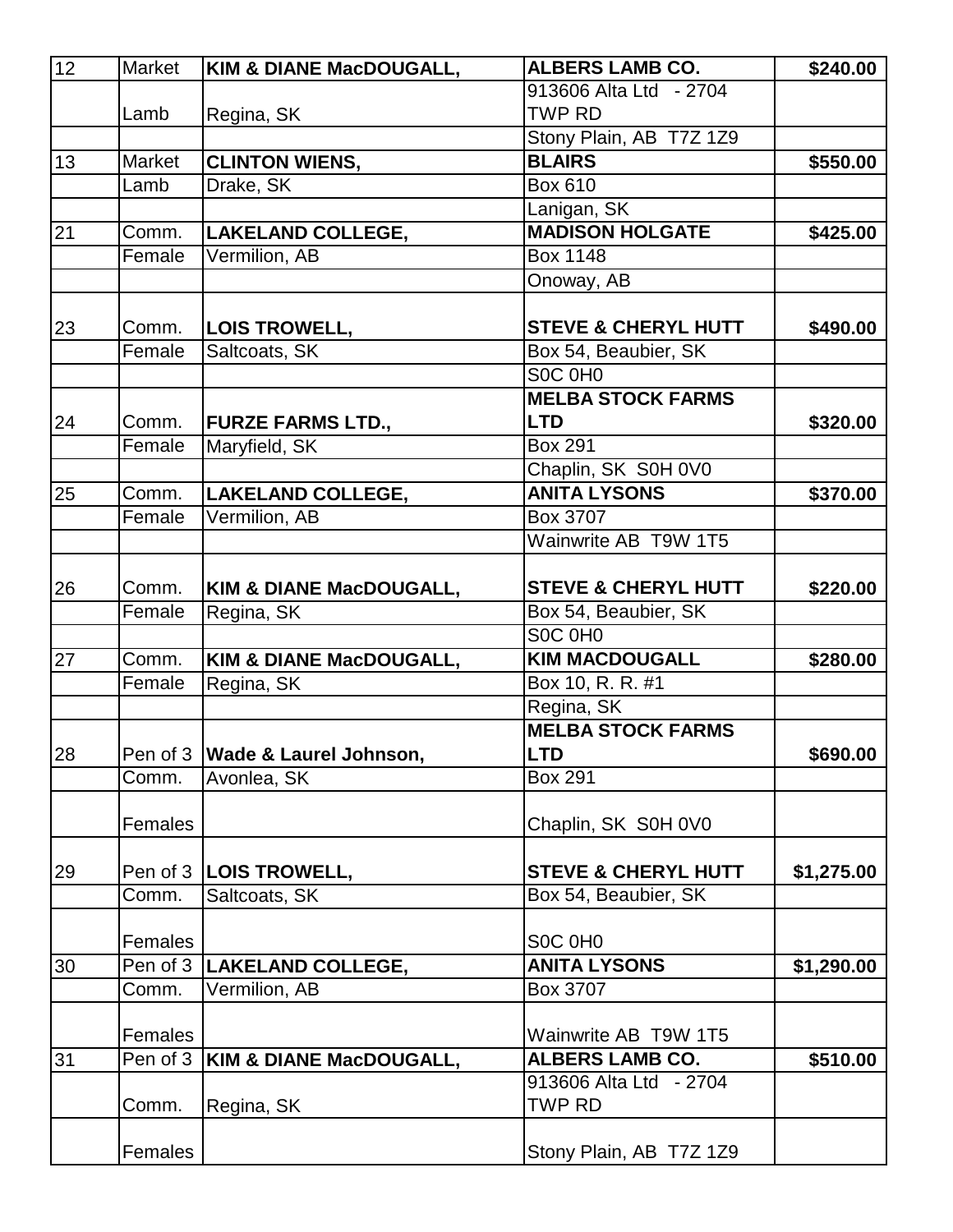| | | | | |
|---|---|---|---|---|
| 12 | Market | **KIM & DIANE MacDOUGALL,** | **ALBERS LAMB CO.** | **$240.00** |
| | Lamb | Regina, SK | 913606 Alta Ltd - 2704 TWP RD | |
| | | | Stony Plain, AB T7Z 1Z9 | |
| 13 | Market | **CLINTON WIENS,** | **BLAIRS** | **$550.00** |
| | Lamb | Drake, SK | Box 610 | |
| | | | Lanigan, SK | |
| 21 | Comm. | **LAKELAND COLLEGE,** | **MADISON HOLGATE** | **$425.00** |
| | Female | Vermilion, AB | Box 1148 | |
| | | | Onoway, AB | |
| 23 | Comm. | **LOIS TROWELL,** | **STEVE & CHERYL HUTT** | **$490.00** |
| | Female | Saltcoats, SK | Box 54, Beaubier, SK | |
| | | | S0C 0H0 | |
| 24 | Comm. | **FURZE FARMS LTD.,** | **MELBA STOCK FARMS LTD** | **$320.00** |
| | Female | Maryfield, SK | Box 291 | |
| | | | Chaplin, SK S0H 0V0 | |
| 25 | Comm. | **LAKELAND COLLEGE,** | **ANITA LYSONS** | **$370.00** |
| | Female | Vermilion, AB | Box 3707 | |
| | | | Wainwrite AB T9W 1T5 | |
| 26 | Comm. | **KIM & DIANE MacDOUGALL,** | **STEVE & CHERYL HUTT** | **$220.00** |
| | Female | Regina, SK | Box 54, Beaubier, SK | |
| | | | S0C 0H0 | |
| 27 | Comm. | **KIM & DIANE MacDOUGALL,** | **KIM MACDOUGALL** | **$280.00** |
| | Female | Regina, SK | Box 10, R. R. #1 | |
| | | | Regina, SK | |
| 28 | Pen of 3 | **Wade & Laurel Johnson,** | **MELBA STOCK FARMS LTD** | **$690.00** |
| | Comm. | Avonlea, SK | Box 291 | |
| | Females | | Chaplin, SK S0H 0V0 | |
| 29 | Pen of 3 | **LOIS TROWELL,** | **STEVE & CHERYL HUTT** | **$1,275.00** |
| | Comm. | Saltcoats, SK | Box 54, Beaubier, SK | |
| | Females | | S0C 0H0 | |
| 30 | Pen of 3 | **LAKELAND COLLEGE,** | **ANITA LYSONS** | **$1,290.00** |
| | Comm. | Vermilion, AB | Box 3707 | |
| | Females | | Wainwrite AB T9W 1T5 | |
| 31 | Pen of 3 | **KIM & DIANE MacDOUGALL,** | **ALBERS LAMB CO.** | **$510.00** |
| | Comm. | Regina, SK | 913606 Alta Ltd - 2704 TWP RD | |
| | Females | | Stony Plain, AB T7Z 1Z9 | |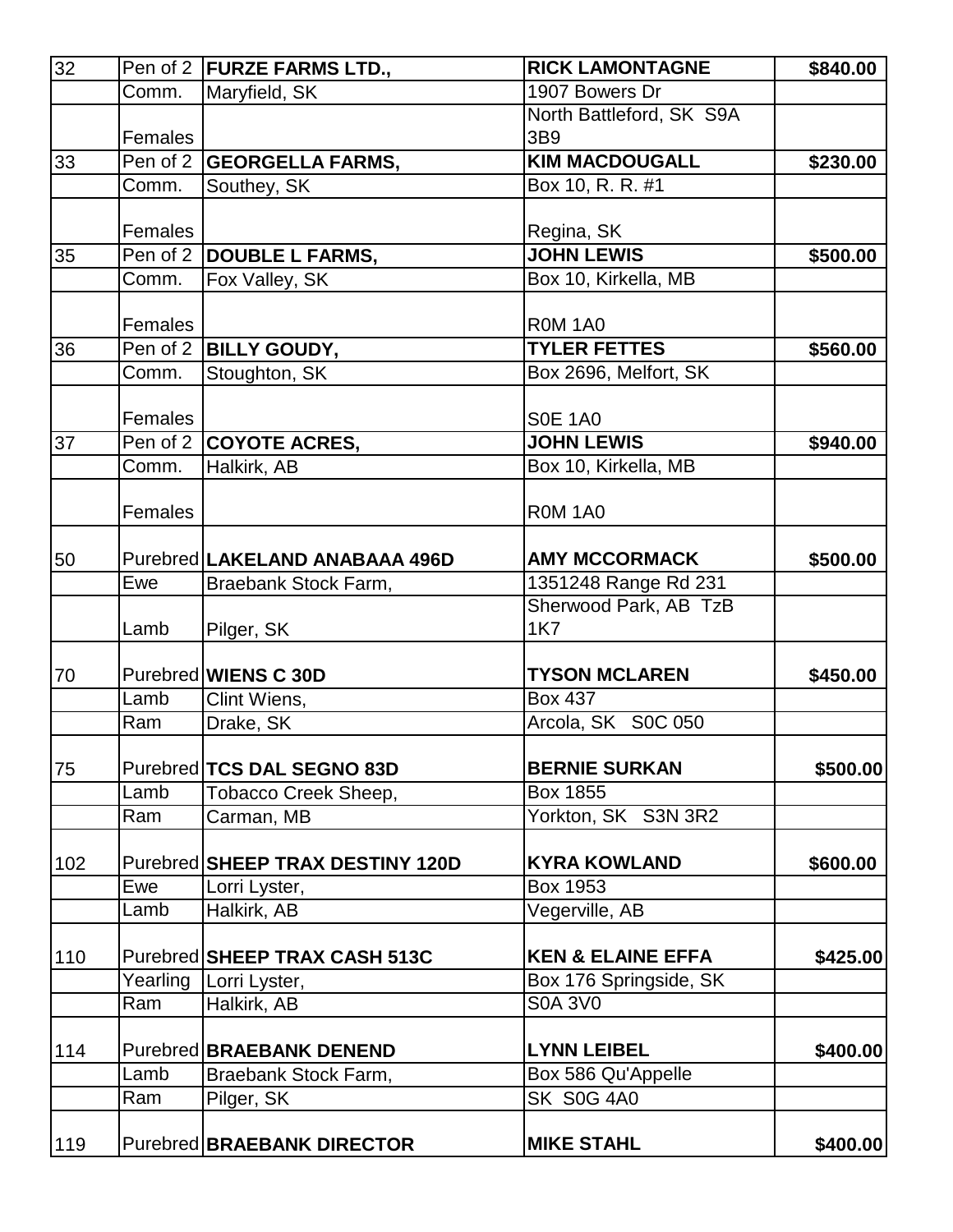| | | | | |
|---|---|---|---|---|
| 32 | Pen of 2 | **FURZE FARMS LTD.,** | **RICK LAMONTAGNE** | **$840.00** |
| | Comm. | Maryfield, SK | 1907 Bowers Dr | |
| | Females | | North Battleford, SK S9A 3B9 | |
| 33 | Pen of 2 | **GEORGELLA FARMS,** | **KIM MACDOUGALL** | **$230.00** |
| | Comm. | Southey, SK | Box 10, R. R. #1 | |
| | Females | | Regina, SK | |
| 35 | Pen of 2 | **DOUBLE L FARMS,** | **JOHN LEWIS** | **$500.00** |
| | Comm. | Fox Valley, SK | Box 10, Kirkella, MB | |
| | Females | | R0M 1A0 | |
| 36 | Pen of 2 | **BILLY GOUDY,** | **TYLER FETTES** | **$560.00** |
| | Comm. | Stoughton, SK | Box 2696, Melfort, SK | |
| | Females | | S0E 1A0 | |
| 37 | Pen of 2 | **COYOTE ACRES,** | **JOHN LEWIS** | **$940.00** |
| | Comm. | Halkirk, AB | Box 10, Kirkella, MB | |
| | Females | | R0M 1A0 | |
| 50 | Purebred | **LAKELAND ANABAAA 496D** | **AMY MCCORMACK** | **$500.00** |
| | Ewe | Braebank Stock Farm, | 1351248 Range Rd 231 | |
| | Lamb | Pilger, SK | Sherwood Park, AB TzB 1K7 | |
| 70 | Purebred | **WIENS C 30D** | **TYSON MCLAREN** | **$450.00** |
| | Lamb | Clint Wiens, | Box 437 | |
| | Ram | Drake, SK | Arcola, SK S0C 050 | |
| 75 | Purebred | **TCS DAL SEGNO 83D** | **BERNIE SURKAN** | **$500.00** |
| | Lamb | Tobacco Creek Sheep, | Box 1855 | |
| | Ram | Carman, MB | Yorkton, SK S3N 3R2 | |
| 102 | Purebred | **SHEEP TRAX DESTINY 120D** | **KYRA KOWLAND** | **$600.00** |
| | Ewe | Lorri Lyster, | Box 1953 | |
| | Lamb | Halkirk, AB | Vegerville, AB | |
| 110 | Purebred | **SHEEP TRAX CASH 513C** | **KEN & ELAINE EFFA** | **$425.00** |
| | Yearling | Lorri Lyster, | Box 176 Springside, SK | |
| | Ram | Halkirk, AB | S0A 3V0 | |
| 114 | Purebred | **BRAEBANK DENEND** | **LYNN LEIBEL** | **$400.00** |
| | Lamb | Braebank Stock Farm, | Box 586 Qu'Appelle | |
| | Ram | Pilger, SK | SK S0G 4A0 | |
| 119 | Purebred | **BRAEBANK DIRECTOR** | **MIKE STAHL** | **$400.00** |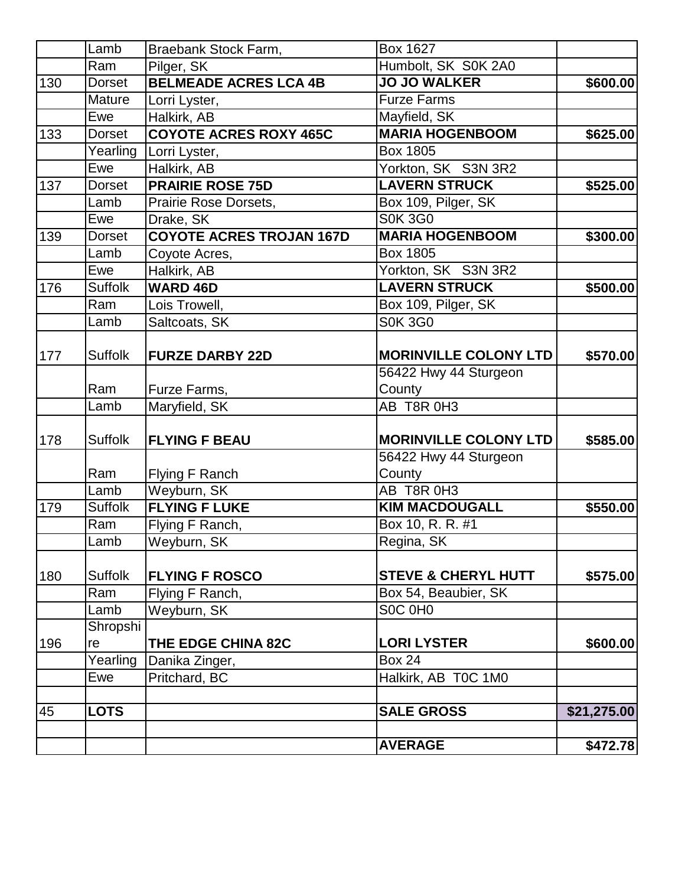| | | | | |
|---|---|---|---|---|
| | Lamb | Braebank Stock Farm, | Box 1627 | |
| | Ram | Pilger, SK | Humbolt, SK S0K 2A0 | |
| 130 | Dorset | **BELMEADE ACRES LCA 4B** | **JO JO WALKER** | **$600.00** |
| | Mature | Lorri Lyster, | Furze Farms | |
| | Ewe | Halkirk, AB | Mayfield, SK | |
| 133 | Dorset | **COYOTE ACRES ROXY 465C** | **MARIA HOGENBOOM** | **$625.00** |
| | Yearling | Lorri Lyster, | Box 1805 | |
| | Ewe | Halkirk, AB | Yorkton, SK S3N 3R2 | |
| 137 | Dorset | **PRAIRIE ROSE 75D** | **LAVERN STRUCK** | **$525.00** |
| | Lamb | Prairie Rose Dorsets, | Box 109, Pilger, SK | |
| | Ewe | Drake, SK | S0K 3G0 | |
| 139 | Dorset | **COYOTE ACRES TROJAN 167D** | **MARIA HOGENBOOM** | **$300.00** |
| | Lamb | Coyote Acres, | Box 1805 | |
| | Ewe | Halkirk, AB | Yorkton, SK S3N 3R2 | |
| 176 | Suffolk | **WARD 46D** | **LAVERN STRUCK** | **$500.00** |
| | Ram | Lois Trowell, | Box 109, Pilger, SK | |
| | Lamb | Saltcoats, SK | S0K 3G0 | |
| 177 | Suffolk | **FURZE DARBY 22D** | **MORINVILLE COLONY LTD** | **$570.00** |
| | Ram | Furze Farms, | 56422 Hwy 44 Sturgeon County | |
| | Lamb | Maryfield, SK | AB T8R 0H3 | |
| 178 | Suffolk | **FLYING F BEAU** | **MORINVILLE COLONY LTD** | **$585.00** |
| | Ram | Flying F Ranch | 56422 Hwy 44 Sturgeon County | |
| | Lamb | Weyburn, SK | AB T8R 0H3 | |
| 179 | Suffolk | **FLYING F LUKE** | **KIM MACDOUGALL** | **$550.00** |
| | Ram | Flying F Ranch, | Box 10, R. R. #1 | |
| | Lamb | Weyburn, SK | Regina, SK | |
| 180 | Suffolk | **FLYING F ROSCO** | **STEVE & CHERYL HUTT** | **$575.00** |
| | Ram | Flying F Ranch, | Box 54, Beaubier, SK | |
| | Lamb | Weyburn, SK | S0C 0H0 | |
| 196 | Shropshire | **THE EDGE CHINA 82C** | **LORI LYSTER** | **$600.00** |
| | Yearling | Danika Zinger, | Box 24 | |
| | Ewe | Pritchard, BC | Halkirk, AB T0C 1M0 | |
| | | | | |
| 45 | **LOTS** | | **SALE GROSS** | **$21,275.00** |
| | | | | |
| | | | **AVERAGE** | **$472.78** |